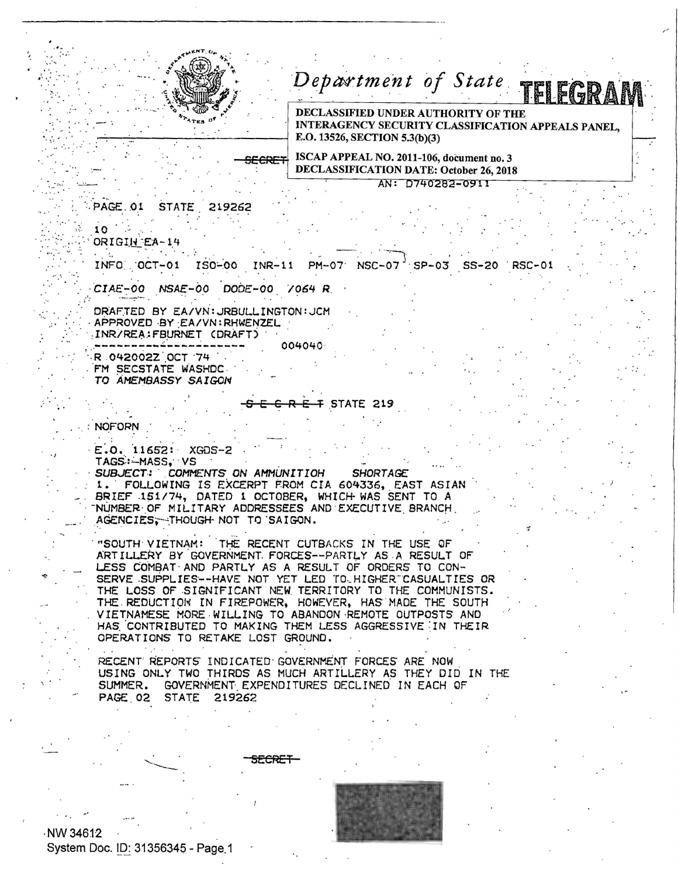# Department of State TELEGRAM

DECLASSIFIED UNDER AUTHORITY OF THE INTERAGENCY SECURITY CLASSIFICATION APPEALS PANEL, E.O. 13526, SECTION 5.3(b)(3)

ISCAP APPEAL NO. 2011-106, document no. 3
DECLASSIFICATION DATE: October 26, 2018

~~SECRET~~

AN: D740282-0911

PAGE 01 STATE 219262

10
ORIGIN EA-14

INFO OCT-01 ISO-00 INR-11 PM-07 NSC-07 SP-03 SS-20 RSC-01

CIAE-00 NSAE-00 DODE-00 /064 R

DRAFTED BY EA/VN:JRBULLINGTON:JCM
APPROVED BY EA/VN:RHWENZEL
INR/REA:FBURNET (DRAFT)
--------------------- 004040
R 042002Z OCT 74
FM SECSTATE WASHDC
TO AMEMBASSY SAIGON

~~S E C R E T~~ STATE 219

NOFORN

E.O. 11652: XGDS-2
TAGS: MASS, VS
*SUBJECT: COMMENTS ON AMMUNITION SHORTAGE*

1. FOLLOWING IS EXCERPT FROM CIA 604336, EAST ASIAN BRIEF 151/74, DATED 1 OCTOBER, WHICH WAS SENT TO A NUMBER OF MILITARY ADDRESSEES AND EXECUTIVE BRANCH AGENCIES, THOUGH NOT TO SAIGON.

"SOUTH VIETNAM: THE RECENT CUTBACKS IN THE USE OF ARTILLERY BY GOVERNMENT FORCES--PARTLY AS A RESULT OF LESS COMBAT AND PARTLY AS A RESULT OF ORDERS TO CONSERVE SUPPLIES--HAVE NOT YET LED TO HIGHER CASUALTIES OR THE LOSS OF SIGNIFICANT NEW TERRITORY TO THE COMMUNISTS. THE REDUCTION IN FIREPOWER, HOWEVER, HAS MADE THE SOUTH VIETNAMESE MORE WILLING TO ABANDON REMOTE OUTPOSTS AND HAS CONTRIBUTED TO MAKING THEM LESS AGGRESSIVE IN THEIR OPERATIONS TO RETAKE LOST GROUND.

RECENT REPORTS INDICATED GOVERNMENT FORCES ARE NOW USING ONLY TWO THIRDS AS MUCH ARTILLERY AS THEY DID IN THE SUMMER. GOVERNMENT EXPENDITURES DECLINED IN EACH OF

~~SECRET~~

NW 34612
System Doc. ID: 31356345 - Page 1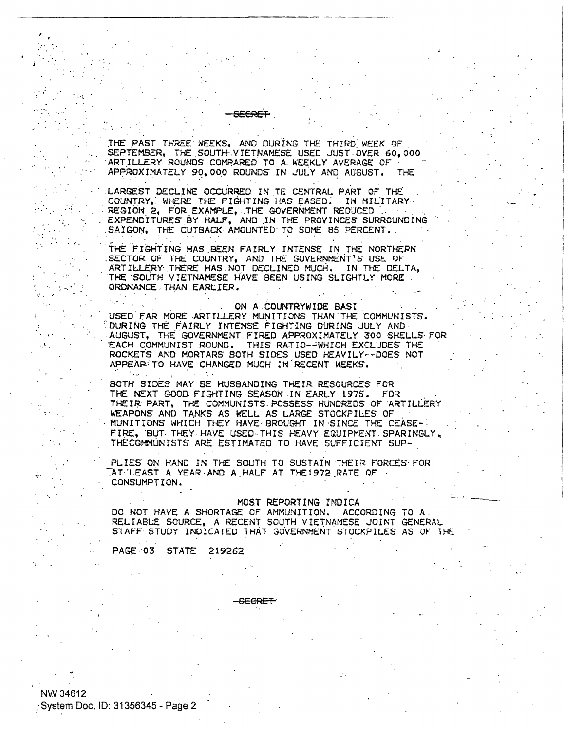~~SECRET~~

THE PAST THREE WEEKS, AND DURING THE THIRD WEEK OF SEPTEMBER, THE SOUTH VIETNAMESE USED JUST OVER 60,000 ARTILLERY ROUNDS COMPARED TO A WEEKLY AVERAGE OF APPROXIMATELY 90,000 ROUNDS IN JULY AND AUGUST. THE

LARGEST DECLINE OCCURRED IN TE CENTRAL PART OF THE COUNTRY, WHERE THE FIGHTING HAS EASED. IN MILITARY REGION 2, FOR EXAMPLE, THE GOVERNMENT REDUCED EXPENDITURES BY HALF, AND IN THE PROVINCES SURROUNDING SAIGON, THE CUTBACK AMOUNTED TO SOME 85 PERCENT.

THE FIGHTING HAS BEEN FAIRLY INTENSE IN THE NORTHERN SECTOR OF THE COUNTRY, AND THE GOVERNMENT'S USE OF ARTILLERY THERE HAS NOT DECLINED MUCH. IN THE DELTA, THE SOUTH VIETNAMESE HAVE BEEN USING SLIGHTLY MORE ORDNANCE THAN EARLIER.

ON A COUNTRYWIDE BASI
USED FAR MORE ARTILLERY MUNITIONS THAN THE COMMUNISTS. DURING THE FAIRLY INTENSE FIGHTING DURING JULY AND AUGUST, THE GOVERNMENT FIRED APPROXIMATELY 300 SHELLS FOR EACH COMMUNIST ROUND. THIS RATIO--WHICH EXCLUDES THE ROCKETS AND MORTARS BOTH SIDES USED HEAVILY--DOES NOT APPEAR TO HAVE CHANGED MUCH IN RECENT WEEKS.

BOTH SIDES MAY BE HUSBANDING THEIR RESOURCES FOR THE NEXT GOOD FIGHTING SEASON IN EARLY 1975. FOR THEIR PART, THE COMMUNISTS POSSESS HUNDREDS OF ARTILLERY WEAPONS AND TANKS AS WELL AS LARGE STOCKPILES OF MUNITIONS WHICH THEY HAVE BROUGHT IN SINCE THE CEASE-FIRE, BUT THEY HAVE USED THIS HEAVY EQUIPMENT SPARINGLY. THECOMMUNISTS ARE ESTIMATED TO HAVE SUFFICIENT SUP-

PLIES ON HAND IN THE SOUTH TO SUSTAIN THEIR FORCES FOR AT LEAST A YEAR AND A HALF AT THE1972 RATE OF CONSUMPTION.

MOST REPORTING INDICA
DO NOT HAVE A SHORTAGE OF AMMUNITION. ACCORDING TO A RELIABLE SOURCE, A RECENT SOUTH VIETNAMESE JOINT GENERAL STAFF STUDY INDICATED THAT GOVERNMENT STOCKPILES AS OF THE

PAGE 03 STATE 219262

~~SECRET~~

NW 34612
System Doc. ID: 31356345 - Page 2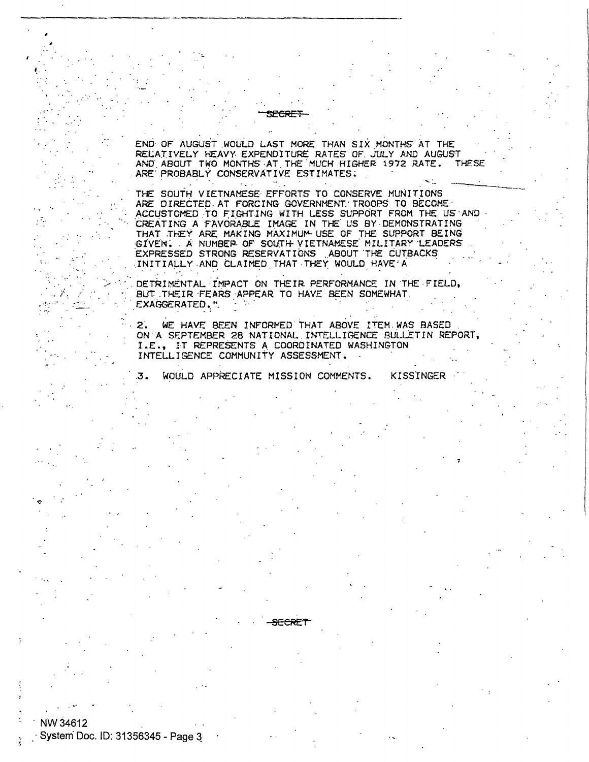SECRET

END OF AUGUST WOULD LAST MORE THAN SIX MONTHS AT THE RELATIVELY HEAVY EXPENDITURE RATES OF JULY AND AUGUST AND ABOUT TWO MONTHS AT THE MUCH HIGHER 1972 RATE. THESE ARE PROBABLY CONSERVATIVE ESTIMATES.

THE SOUTH VIETNAMESE EFFORTS TO CONSERVE MUNITIONS ARE DIRECTED AT FORCING GOVERNMENT TROOPS TO BECOME ACCUSTOMED TO FIGHTING WITH LESS SUPPORT FROM THE US AND CREATING A FAVORABLE IMAGE IN THE US BY DEMONSTRATING THAT THEY ARE MAKING MAXIMUM USE OF THE SUPPORT BEING GIVEN. A NUMBER OF SOUTH VIETNAMESE MILITARY LEADERS EXPRESSED STRONG RESERVATIONS ABOUT THE CUTBACKS INITIALLY AND CLAIMED THAT THEY WOULD HAVE A DETRIMENTAL IMPACT ON THEIR PERFORMANCE IN THE FIELD, BUT THEIR FEARS APPEAR TO HAVE BEEN SOMEWHAT EXAGGERATED."

2. WE HAVE BEEN INFORMED THAT ABOVE ITEM WAS BASED ON A SEPTEMBER 28 NATIONAL INTELLIGENCE BULLETIN REPORT, I.E., IT REPRESENTS A COORDINATED WASHINGTON INTELLIGENCE COMMUNITY ASSESSMENT.

3. WOULD APPRECIATE MISSION COMMENTS. KISSINGER

SECRET

NW 34612
System Doc. ID: 31356345 - Page 3